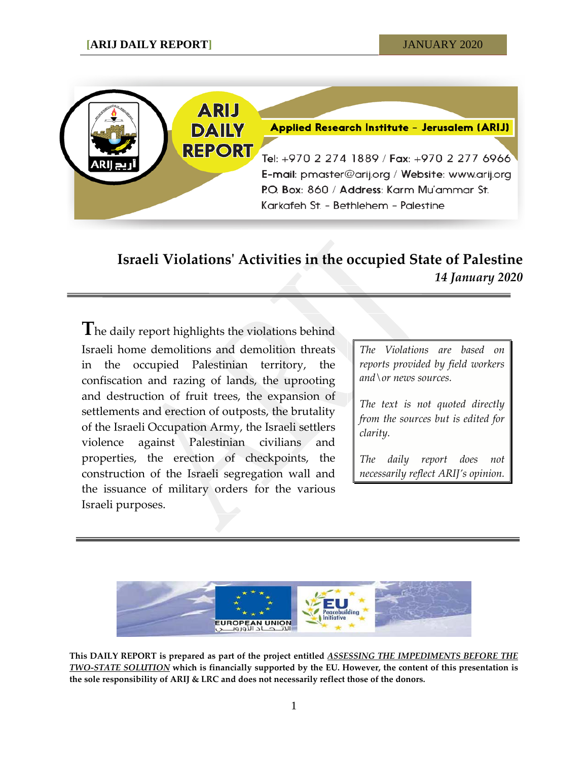**ARIJ DAILY REPORT**

Applied Research Institute - Jerusalem (ARIJ)

Tel: +970 2 274 1889 / Fax: +970 2 277 6966
E-mail: pmaster@arij.org / Website: www.arij.org
P.O. Box: 860 / Address: Karm Mu'ammar St.
Karkafeh St. - Bethlehem - Palestine

# Israeli Violations' Activities in the occupied State of Palestine

***14 January 2020***

The daily report highlights the violations behind Israeli home demolitions and demolition threats in the occupied Palestinian territory, the confiscation and razing of lands, the uprooting and destruction of fruit trees, the expansion of settlements and erection of outposts, the brutality of the Israeli Occupation Army, the Israeli settlers violence against Palestinian civilians and properties, the erection of checkpoints, the construction of the Israeli segregation wall and the issuance of military orders for the various Israeli purposes.

*The Violations are based on reports provided by field workers and\or news sources.*

*The text is not quoted directly from the sources but is edited for clarity.*

*The daily report does not necessarily reflect ARIJ's opinion.*

EUROPEAN UNION

EU Peacebuilding Initiative

**This DAILY REPORT is prepared as part of the project entitled *ASSESSING THE IMPEDIMENTS BEFORE THE TWO-STATE SOLUTION* which is financially supported by the EU. However, the content of this presentation is the sole responsibility of ARIJ & LRC and does not necessarily reflect those of the donors.**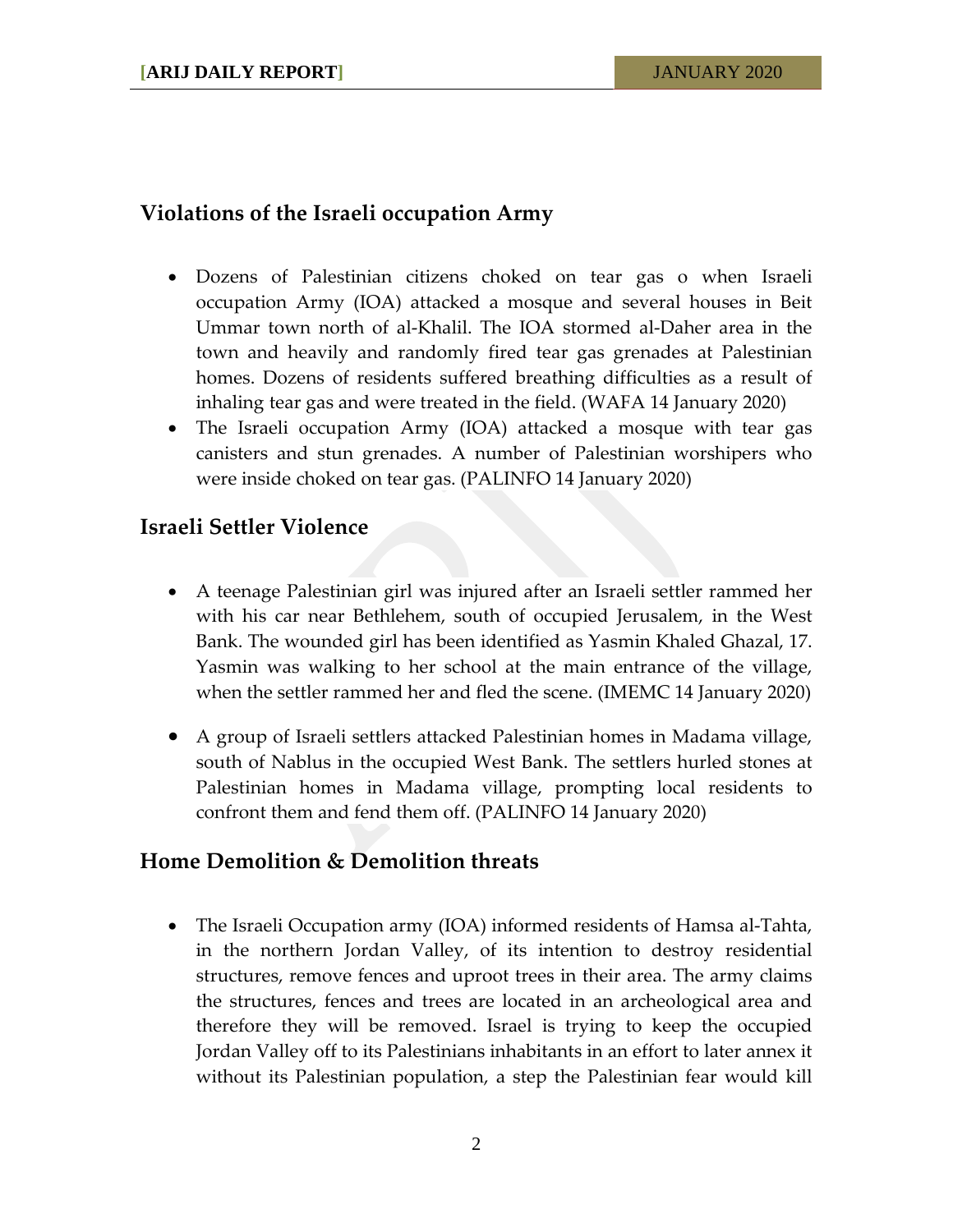## Violations of the Israeli occupation Army

- Dozens of Palestinian citizens choked on tear gas o when Israeli occupation Army (IOA) attacked a mosque and several houses in Beit Ummar town north of al-Khalil. The IOA stormed al-Daher area in the town and heavily and randomly fired tear gas grenades at Palestinian homes. Dozens of residents suffered breathing difficulties as a result of inhaling tear gas and were treated in the field. (WAFA 14 January 2020)
- The Israeli occupation Army (IOA) attacked a mosque with tear gas canisters and stun grenades. A number of Palestinian worshipers who were inside choked on tear gas. (PALINFO 14 January 2020)

## Israeli Settler Violence

- A teenage Palestinian girl was injured after an Israeli settler rammed her with his car near Bethlehem, south of occupied Jerusalem, in the West Bank. The wounded girl has been identified as Yasmin Khaled Ghazal, 17. Yasmin was walking to her school at the main entrance of the village, when the settler rammed her and fled the scene. (IMEMC 14 January 2020)

- A group of Israeli settlers attacked Palestinian homes in Madama village, south of Nablus in the occupied West Bank. The settlers hurled stones at Palestinian homes in Madama village, prompting local residents to confront them and fend them off. (PALINFO 14 January 2020)

## Home Demolition & Demolition threats

- The Israeli Occupation army (IOA) informed residents of Hamsa al-Tahta, in the northern Jordan Valley, of its intention to destroy residential structures, remove fences and uproot trees in their area. The army claims the structures, fences and trees are located in an archeological area and therefore they will be removed. Israel is trying to keep the occupied Jordan Valley off to its Palestinians inhabitants in an effort to later annex it without its Palestinian population, a step the Palestinian fear would kill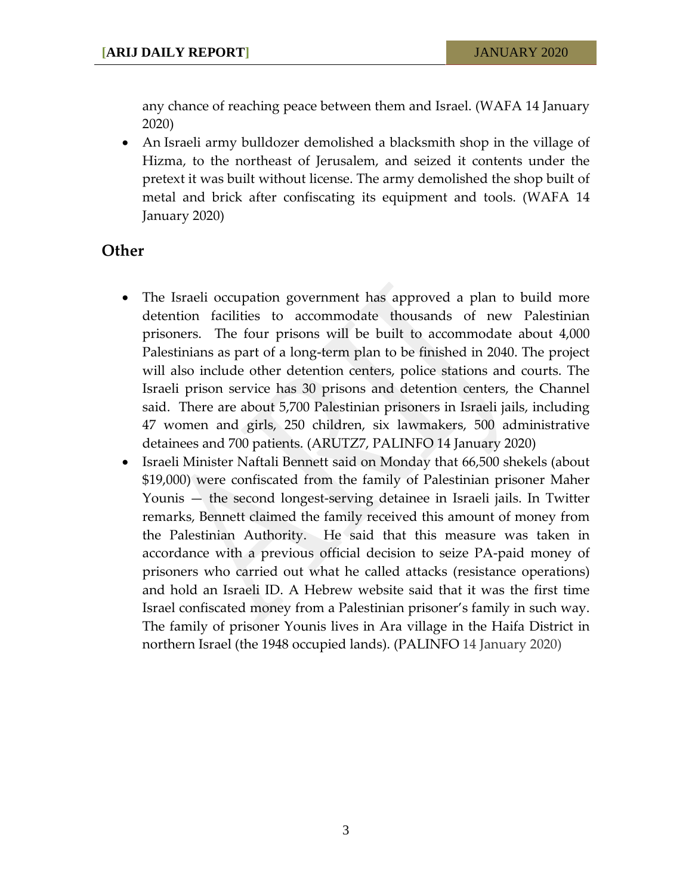any chance of reaching peace between them and Israel. (WAFA 14 January 2020)

- An Israeli army bulldozer demolished a blacksmith shop in the village of Hizma, to the northeast of Jerusalem, and seized it contents under the pretext it was built without license. The army demolished the shop built of metal and brick after confiscating its equipment and tools. (WAFA 14 January 2020)

## Other

- The Israeli occupation government has approved a plan to build more detention facilities to accommodate thousands of new Palestinian prisoners. The four prisons will be built to accommodate about 4,000 Palestinians as part of a long-term plan to be finished in 2040. The project will also include other detention centers, police stations and courts. The Israeli prison service has 30 prisons and detention centers, the Channel said. There are about 5,700 Palestinian prisoners in Israeli jails, including 47 women and girls, 250 children, six lawmakers, 500 administrative detainees and 700 patients. (ARUTZ7, PALINFO 14 January 2020)
- Israeli Minister Naftali Bennett said on Monday that 66,500 shekels (about $19,000) were confiscated from the family of Palestinian prisoner Maher Younis — the second longest-serving detainee in Israeli jails. In Twitter remarks, Bennett claimed the family received this amount of money from the Palestinian Authority. He said that this measure was taken in accordance with a previous official decision to seize PA-paid money of prisoners who carried out what he called attacks (resistance operations) and hold an Israeli ID. A Hebrew website said that it was the first time Israel confiscated money from a Palestinian prisoner's family in such way. The family of prisoner Younis lives in Ara village in the Haifa District in northern Israel (the 1948 occupied lands). (PALINFO 14 January 2020)